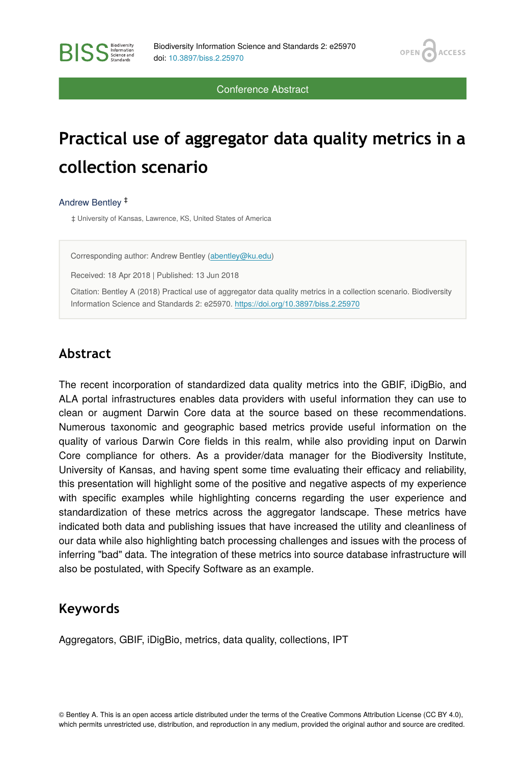Conference Abstract

# Practical use of aggregator data quality metrics in a collection scenario

Andrew Bentley [‡]

‡ University of Kansas, Lawrence, KS, United States of America

Corresponding author: Andrew Bentley (abentley@ku.edu)

Received: 18 Apr 2018 | Published: 13 Jun 2018

Citation: Bentley A (2018) Practical use of aggregator data quality metrics in a collection scenario. Biodiversity Information Science and Standards 2: e25970. https://doi.org/10.3897/biss.2.25970

## Abstract

The recent incorporation of standardized data quality metrics into the GBIF, iDigBio, and ALA portal infrastructures enables data providers with useful information they can use to clean or augment Darwin Core data at the source based on these recommendations. Numerous taxonomic and geographic based metrics provide useful information on the quality of various Darwin Core fields in this realm, while also providing input on Darwin Core compliance for others. As a provider/data manager for the Biodiversity Institute, University of Kansas, and having spent some time evaluating their efficacy and reliability, this presentation will highlight some of the positive and negative aspects of my experience with specific examples while highlighting concerns regarding the user experience and standardization of these metrics across the aggregator landscape. These metrics have indicated both data and publishing issues that have increased the utility and cleanliness of our data while also highlighting batch processing challenges and issues with the process of inferring "bad" data. The integration of these metrics into source database infrastructure will also be postulated, with Specify Software as an example.

## Keywords

Aggregators, GBIF, iDigBio, metrics, data quality, collections, IPT

© Bentley A. This is an open access article distributed under the terms of the Creative Commons Attribution License (CC BY 4.0), which permits unrestricted use, distribution, and reproduction in any medium, provided the original author and source are credited.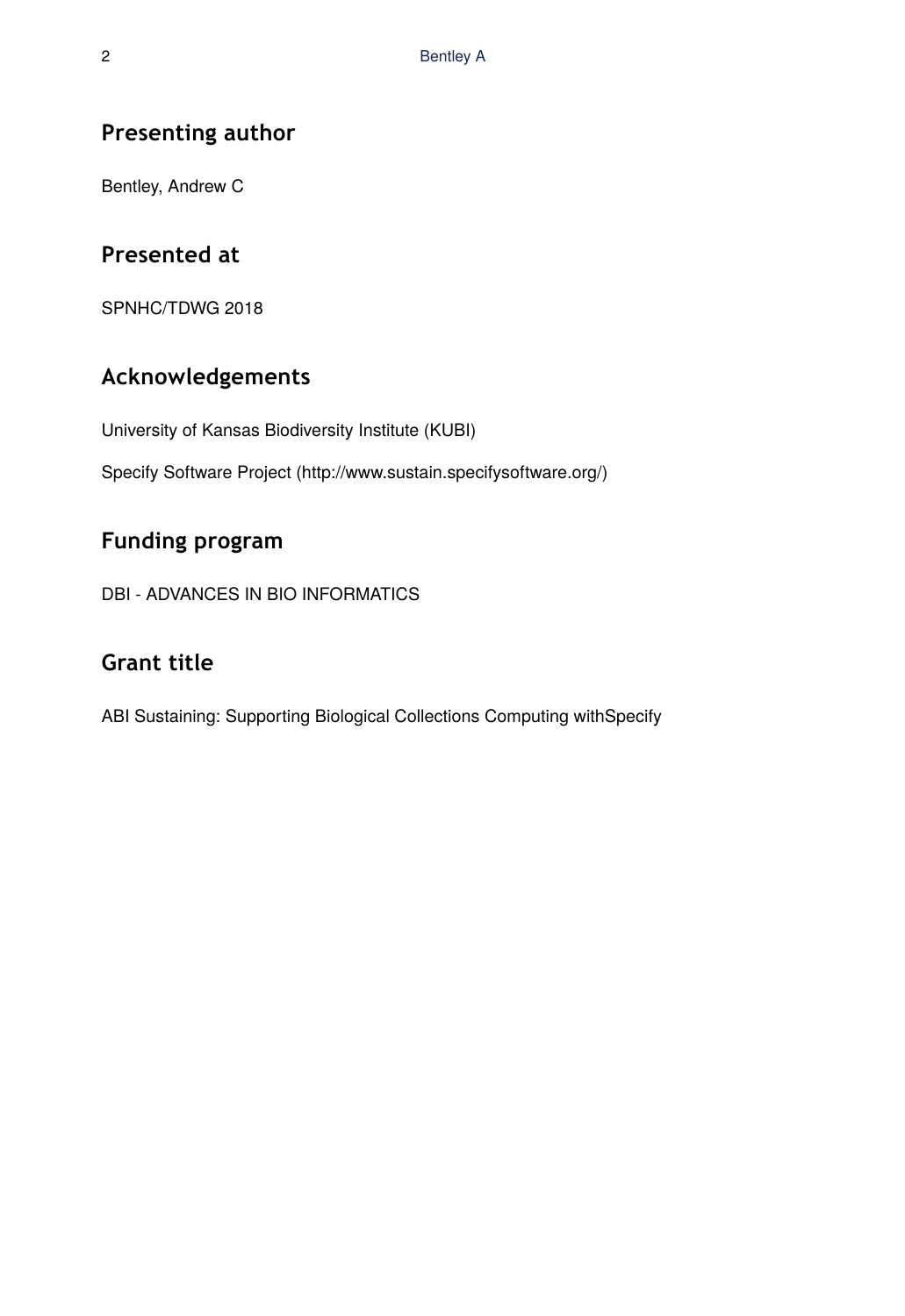## Presenting author

Bentley, Andrew C

## Presented at

SPNHC/TDWG 2018

## Acknowledgements

University of Kansas Biodiversity Institute (KUBI)

Specify Software Project (http://www.sustain.specifysoftware.org/)

## Funding program

DBI - ADVANCES IN BIO INFORMATICS

## Grant title

ABI Sustaining: Supporting Biological Collections Computing withSpecify